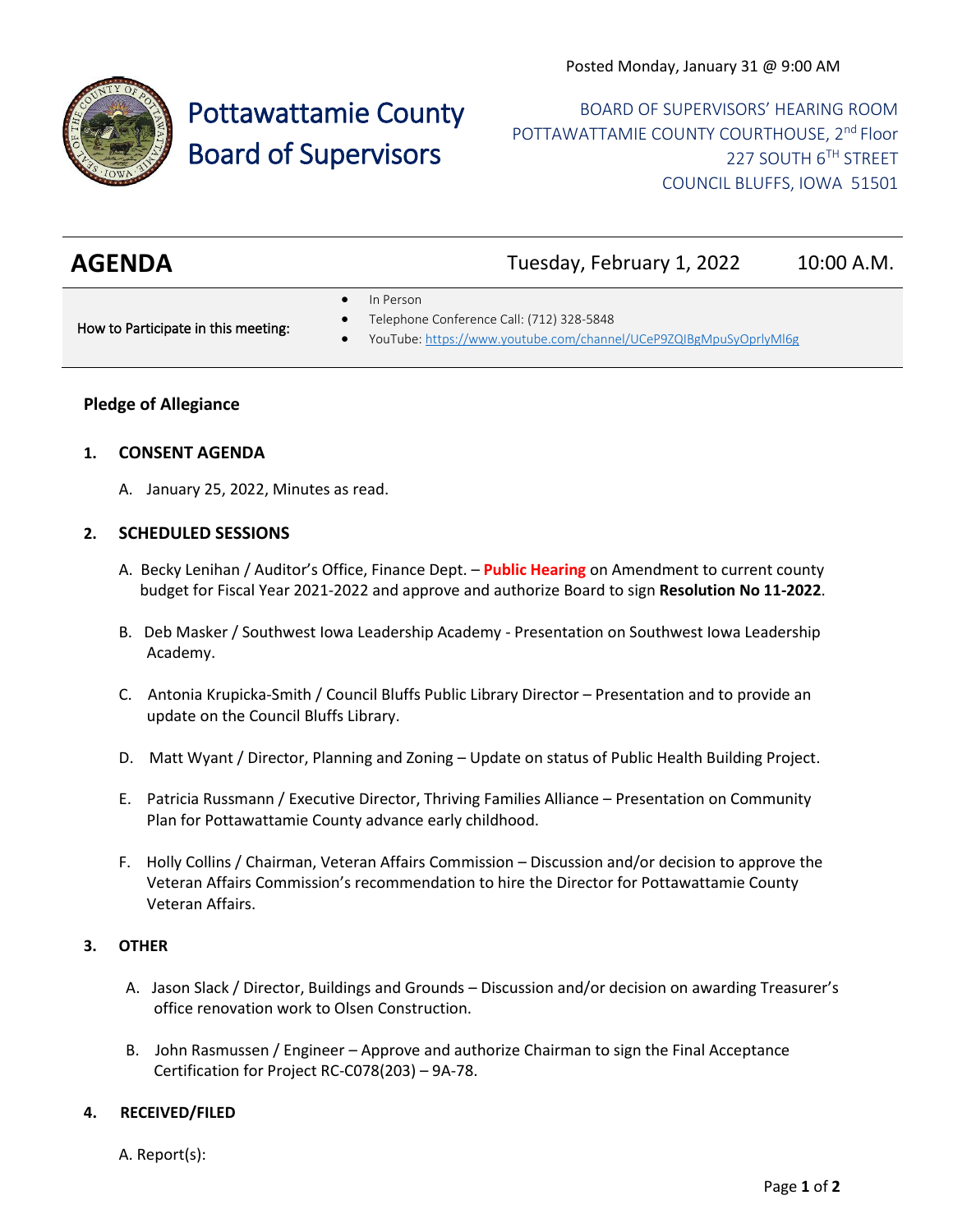Posted Monday, January 31 @ 9:00 AM

# Pottawattamie County Board of Supervisors

BOARD OF SUPERVISORS' HEARING ROOM
POTTAWATTAMIE COUNTY COURTHOUSE, 2nd Floor
227 SOUTH 6TH STREET
COUNCIL BLUFFS, IOWA 51501

## AGENDA

Tuesday, February 1, 2022 10:00 A.M.

How to Participate in this meeting:

- In Person
- Telephone Conference Call: (712) 328-5848
- YouTube: https://www.youtube.com/channel/UCeP9ZQIBgMpuSyOprlyMl6g

**Pledge of Allegiance**

**1. CONSENT AGENDA**

A. January 25, 2022, Minutes as read.

**2. SCHEDULED SESSIONS**

A. Becky Lenihan / Auditor's Office, Finance Dept. – **Public Hearing** on Amendment to current county budget for Fiscal Year 2021-2022 and approve and authorize Board to sign **Resolution No 11-2022**.

B. Deb Masker / Southwest Iowa Leadership Academy - Presentation on Southwest Iowa Leadership Academy.

C. Antonia Krupicka-Smith / Council Bluffs Public Library Director – Presentation and to provide an update on the Council Bluffs Library.

D. Matt Wyant / Director, Planning and Zoning – Update on status of Public Health Building Project.

E. Patricia Russmann / Executive Director, Thriving Families Alliance – Presentation on Community Plan for Pottawattamie County advance early childhood.

F. Holly Collins / Chairman, Veteran Affairs Commission – Discussion and/or decision to approve the Veteran Affairs Commission's recommendation to hire the Director for Pottawattamie County Veteran Affairs.

**3. OTHER**

A. Jason Slack / Director, Buildings and Grounds – Discussion and/or decision on awarding Treasurer's office renovation work to Olsen Construction.

B. John Rasmussen / Engineer – Approve and authorize Chairman to sign the Final Acceptance Certification for Project RC-C078(203) – 9A-78.

**4. RECEIVED/FILED**

A. Report(s):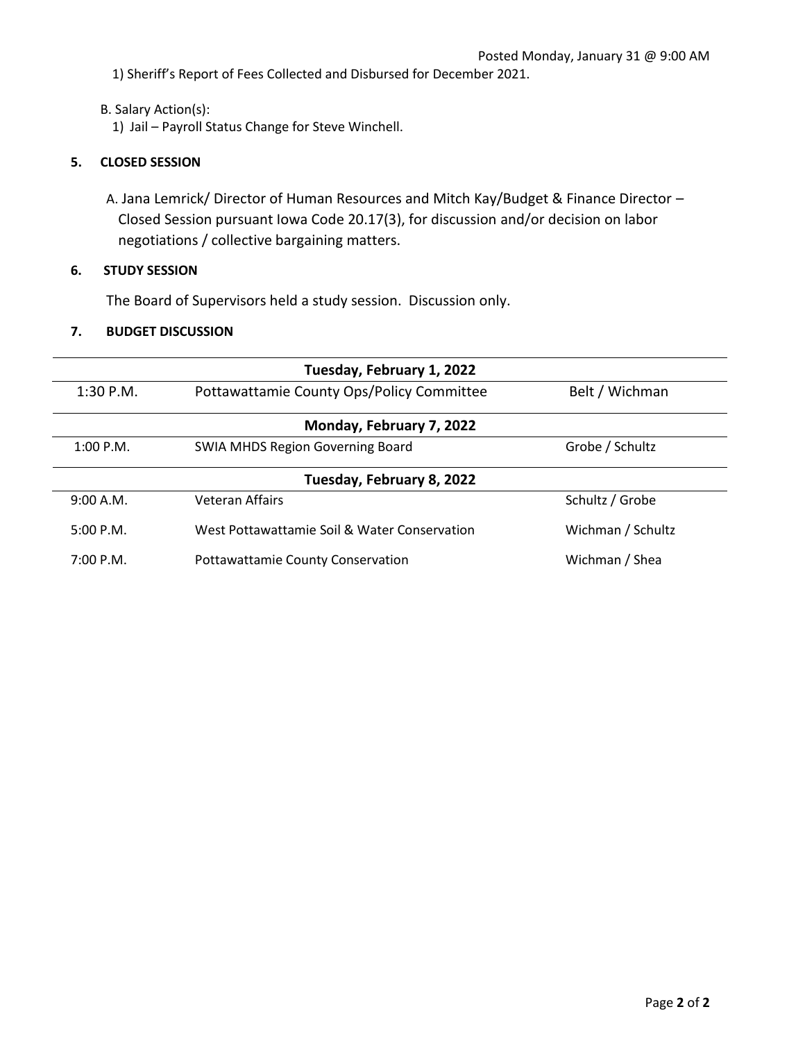Posted Monday, January 31 @ 9:00 AM

1) Sheriff's Report of Fees Collected and Disbursed for December 2021.

B. Salary Action(s):

1) Jail – Payroll Status Change for Steve Winchell.

**5. CLOSED SESSION**

A. Jana Lemrick/ Director of Human Resources and Mitch Kay/Budget & Finance Director – Closed Session pursuant Iowa Code 20.17(3), for discussion and/or decision on labor negotiations / collective bargaining matters.

**6. STUDY SESSION**

The Board of Supervisors held a study session. Discussion only.

**7. BUDGET DISCUSSION**

| | | |
|---|---|---|
| | **Tuesday, February 1, 2022** | |
| 1:30 P.M. | Pottawattamie County Ops/Policy Committee | Belt / Wichman |
| | **Monday, February 7, 2022** | |
| 1:00 P.M. | SWIA MHDS Region Governing Board | Grobe / Schultz |
| | **Tuesday, February 8, 2022** | |
| 9:00 A.M. | Veteran Affairs | Schultz / Grobe |
| 5:00 P.M. | West Pottawattamie Soil & Water Conservation | Wichman / Schultz |
| 7:00 P.M. | Pottawattamie County Conservation | Wichman / Shea |